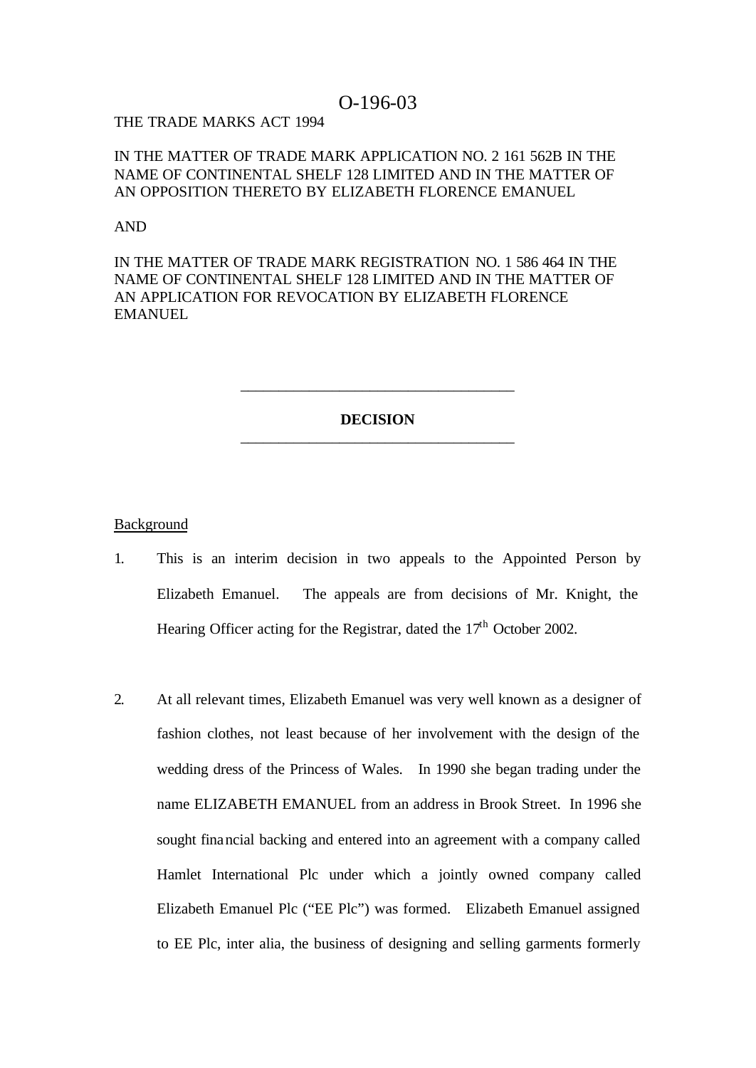O-196-03

THE TRADE MARKS ACT 1994

IN THE MATTER OF TRADE MARK APPLICATION NO. 2 161 562B IN THE NAME OF CONTINENTAL SHELF 128 LIMITED AND IN THE MATTER OF AN OPPOSITION THERETO BY ELIZABETH FLORENCE EMANUEL

AND

IN THE MATTER OF TRADE MARK REGISTRATION NO. 1 586 464 IN THE NAME OF CONTINENTAL SHELF 128 LIMITED AND IN THE MATTER OF AN APPLICATION FOR REVOCATION BY ELIZABETH FLORENCE EMANUEL

---

**DECISION**

---

Background

1. This is an interim decision in two appeals to the Appointed Person by Elizabeth Emanuel. The appeals are from decisions of Mr. Knight, the Hearing Officer acting for the Registrar, dated the 17th October 2002.

2. At all relevant times, Elizabeth Emanuel was very well known as a designer of fashion clothes, not least because of her involvement with the design of the wedding dress of the Princess of Wales. In 1990 she began trading under the name ELIZABETH EMANUEL from an address in Brook Street. In 1996 she sought financial backing and entered into an agreement with a company called Hamlet International Plc under which a jointly owned company called Elizabeth Emanuel Plc ("EE Plc") was formed. Elizabeth Emanuel assigned to EE Plc, inter alia, the business of designing and selling garments formerly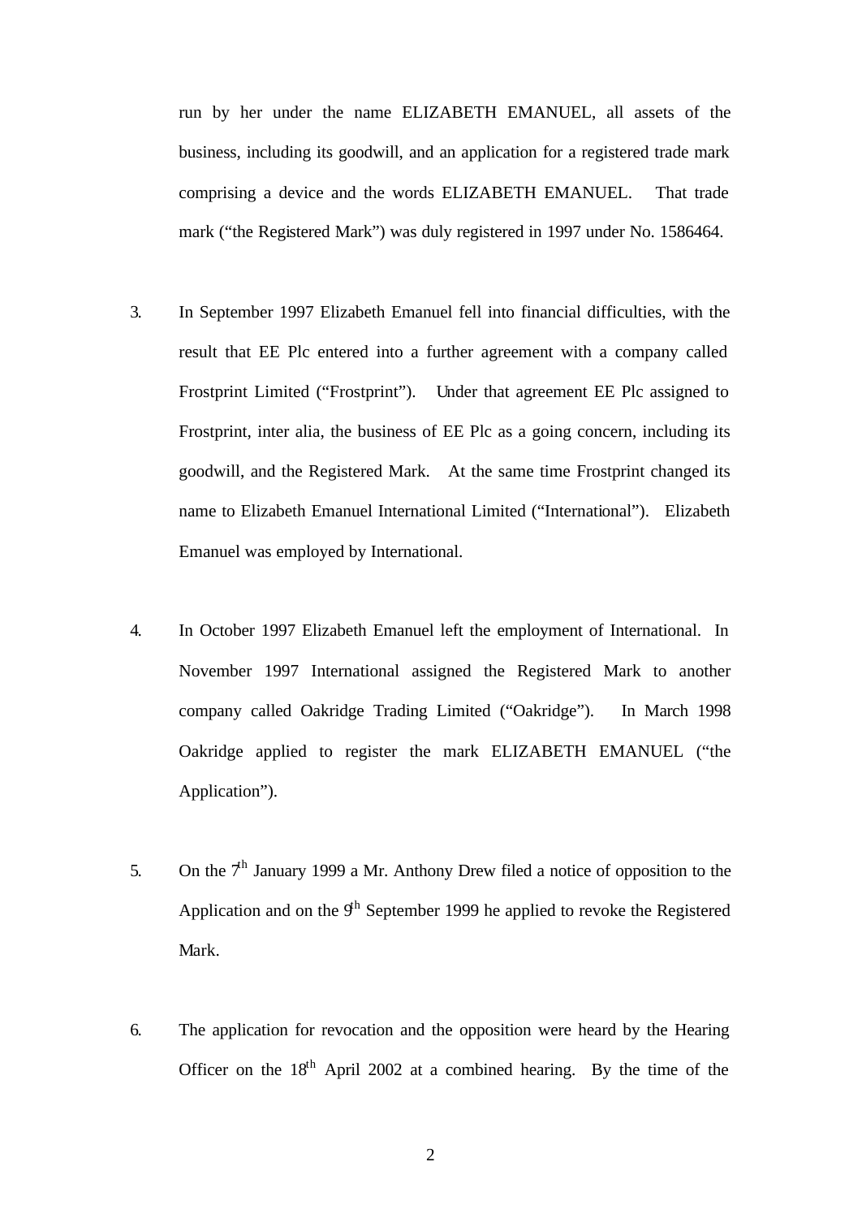run by her under the name ELIZABETH EMANUEL, all assets of the business, including its goodwill, and an application for a registered trade mark comprising a device and the words ELIZABETH EMANUEL. That trade mark ("the Registered Mark") was duly registered in 1997 under No. 1586464.

3. In September 1997 Elizabeth Emanuel fell into financial difficulties, with the result that EE Plc entered into a further agreement with a company called Frostprint Limited ("Frostprint"). Under that agreement EE Plc assigned to Frostprint, inter alia, the business of EE Plc as a going concern, including its goodwill, and the Registered Mark. At the same time Frostprint changed its name to Elizabeth Emanuel International Limited ("International"). Elizabeth Emanuel was employed by International.

4. In October 1997 Elizabeth Emanuel left the employment of International. In November 1997 International assigned the Registered Mark to another company called Oakridge Trading Limited ("Oakridge"). In March 1998 Oakridge applied to register the mark ELIZABETH EMANUEL ("the Application").

5. On the 7th January 1999 a Mr. Anthony Drew filed a notice of opposition to the Application and on the 9th September 1999 he applied to revoke the Registered Mark.

6. The application for revocation and the opposition were heard by the Hearing Officer on the 18th April 2002 at a combined hearing. By the time of the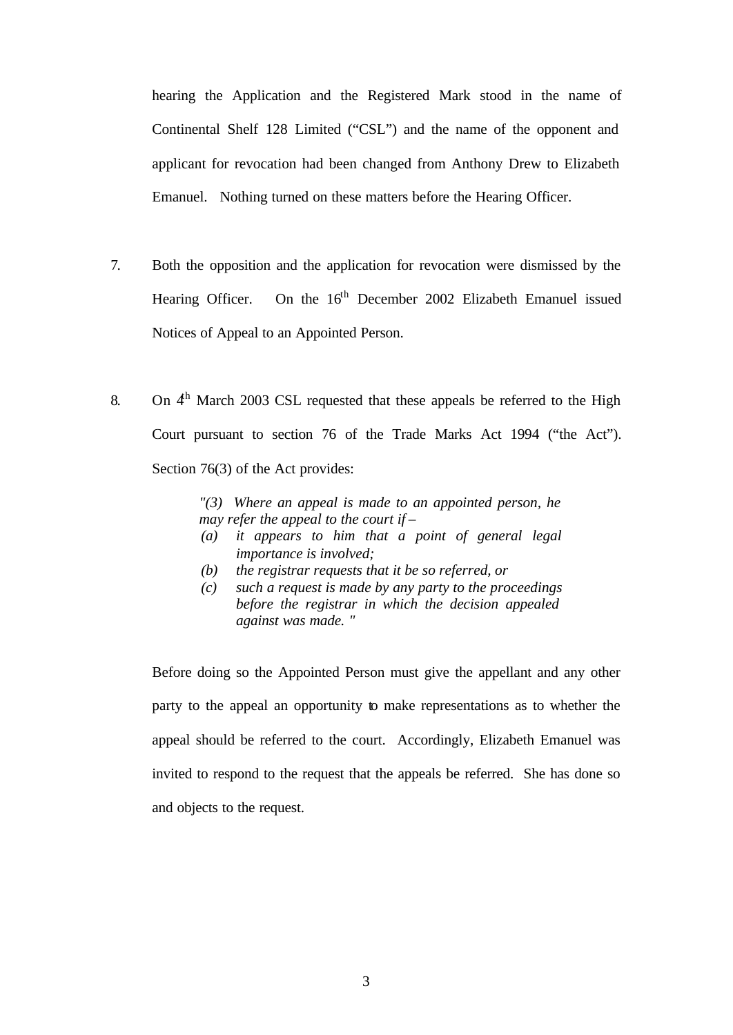hearing the Application and the Registered Mark stood in the name of Continental Shelf 128 Limited ("CSL") and the name of the opponent and applicant for revocation had been changed from Anthony Drew to Elizabeth Emanuel. Nothing turned on these matters before the Hearing Officer.

7. Both the opposition and the application for revocation were dismissed by the Hearing Officer. On the 16th December 2002 Elizabeth Emanuel issued Notices of Appeal to an Appointed Person.

8. On 4th March 2003 CSL requested that these appeals be referred to the High Court pursuant to section 76 of the Trade Marks Act 1994 ("the Act"). Section 76(3) of the Act provides:

> *"(3) Where an appeal is made to an appointed person, he may refer the appeal to the court if –*
> *(a) it appears to him that a point of general legal importance is involved;*
> *(b) the registrar requests that it be so referred, or*
> *(c) such a request is made by any party to the proceedings before the registrar in which the decision appealed against was made. "*

Before doing so the Appointed Person must give the appellant and any other party to the appeal an opportunity to make representations as to whether the appeal should be referred to the court. Accordingly, Elizabeth Emanuel was invited to respond to the request that the appeals be referred. She has done so and objects to the request.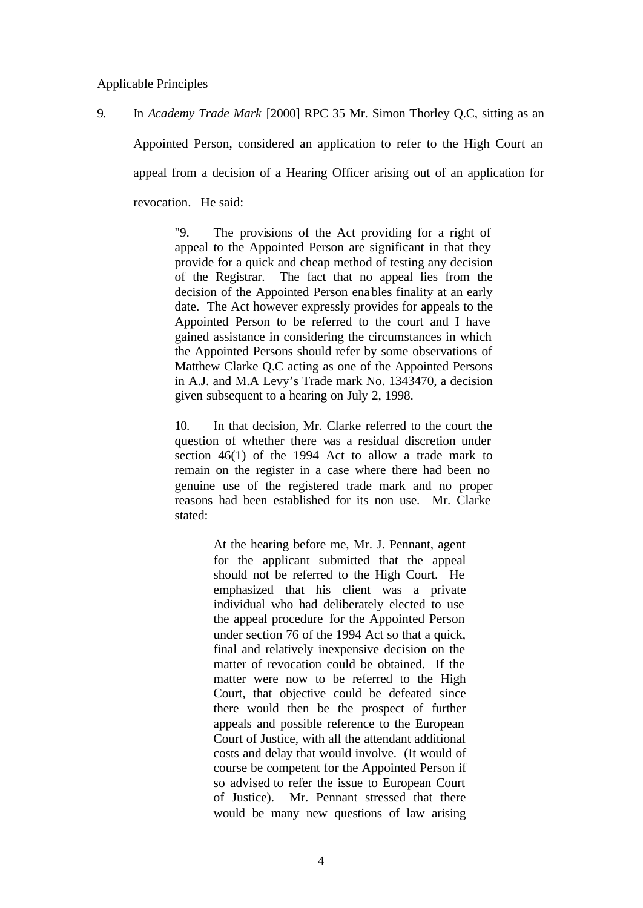Applicable Principles

9. In *Academy Trade Mark* [2000] RPC 35 Mr. Simon Thorley Q.C, sitting as an Appointed Person, considered an application to refer to the High Court an appeal from a decision of a Hearing Officer arising out of an application for revocation. He said:

> "9. The provisions of the Act providing for a right of appeal to the Appointed Person are significant in that they provide for a quick and cheap method of testing any decision of the Registrar. The fact that no appeal lies from the decision of the Appointed Person enables finality at an early date. The Act however expressly provides for appeals to the Appointed Person to be referred to the court and I have gained assistance in considering the circumstances in which the Appointed Persons should refer by some observations of Matthew Clarke Q.C acting as one of the Appointed Persons in A.J. and M.A Levy's Trade mark No. 1343470, a decision given subsequent to a hearing on July 2, 1998.
>
> 10. In that decision, Mr. Clarke referred to the court the question of whether there was a residual discretion under section 46(1) of the 1994 Act to allow a trade mark to remain on the register in a case where there had been no genuine use of the registered trade mark and no proper reasons had been established for its non use. Mr. Clarke stated:
>
> > At the hearing before me, Mr. J. Pennant, agent for the applicant submitted that the appeal should not be referred to the High Court. He emphasized that his client was a private individual who had deliberately elected to use the appeal procedure for the Appointed Person under section 76 of the 1994 Act so that a quick, final and relatively inexpensive decision on the matter of revocation could be obtained. If the matter were now to be referred to the High Court, that objective could be defeated since there would then be the prospect of further appeals and possible reference to the European Court of Justice, with all the attendant additional costs and delay that would involve. (It would of course be competent for the Appointed Person if so advised to refer the issue to European Court of Justice). Mr. Pennant stressed that there would be many new questions of law arising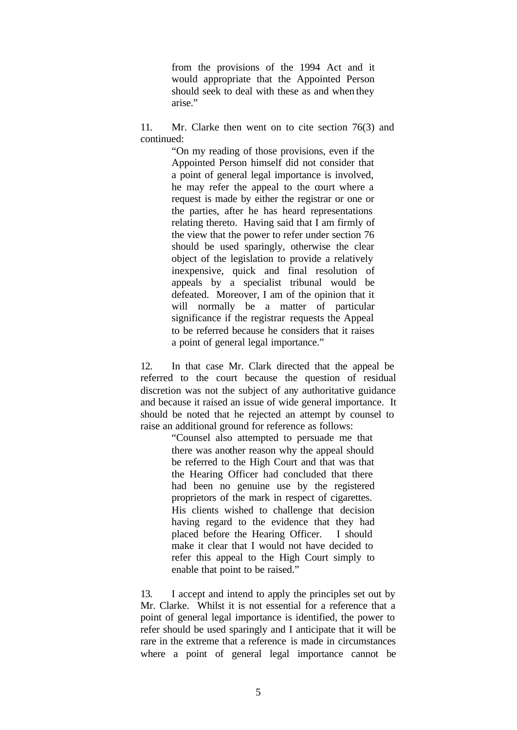> from the provisions of the 1994 Act and it would appropriate that the Appointed Person should seek to deal with these as and when they arise."

11. Mr. Clarke then went on to cite section 76(3) and continued:

> "On my reading of those provisions, even if the Appointed Person himself did not consider that a point of general legal importance is involved, he may refer the appeal to the court where a request is made by either the registrar or one or the parties, after he has heard representations relating thereto. Having said that I am firmly of the view that the power to refer under section 76 should be used sparingly, otherwise the clear object of the legislation to provide a relatively inexpensive, quick and final resolution of appeals by a specialist tribunal would be defeated. Moreover, I am of the opinion that it will normally be a matter of particular significance if the registrar requests the Appeal to be referred because he considers that it raises a point of general legal importance."

12. In that case Mr. Clark directed that the appeal be referred to the court because the question of residual discretion was not the subject of any authoritative guidance and because it raised an issue of wide general importance. It should be noted that he rejected an attempt by counsel to raise an additional ground for reference as follows:

> "Counsel also attempted to persuade me that there was another reason why the appeal should be referred to the High Court and that was that the Hearing Officer had concluded that there had been no genuine use by the registered proprietors of the mark in respect of cigarettes. His clients wished to challenge that decision having regard to the evidence that they had placed before the Hearing Officer. I should make it clear that I would not have decided to refer this appeal to the High Court simply to enable that point to be raised."

13. I accept and intend to apply the principles set out by Mr. Clarke. Whilst it is not essential for a reference that a point of general legal importance is identified, the power to refer should be used sparingly and I anticipate that it will be rare in the extreme that a reference is made in circumstances where a point of general legal importance cannot be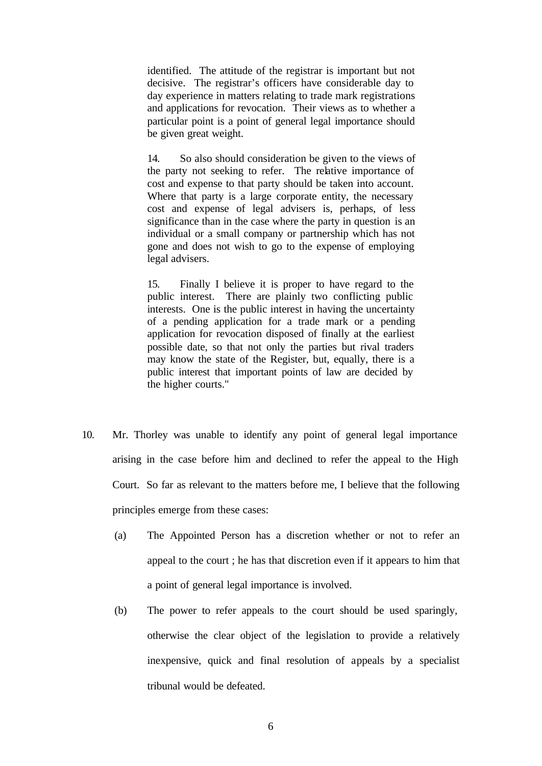> identified. The attitude of the registrar is important but not decisive. The registrar's officers have considerable day to day experience in matters relating to trade mark registrations and applications for revocation. Their views as to whether a particular point is a point of general legal importance should be given great weight.
>
> 14. So also should consideration be given to the views of the party not seeking to refer. The relative importance of cost and expense to that party should be taken into account. Where that party is a large corporate entity, the necessary cost and expense of legal advisers is, perhaps, of less significance than in the case where the party in question is an individual or a small company or partnership which has not gone and does not wish to go to the expense of employing legal advisers.
>
> 15. Finally I believe it is proper to have regard to the public interest. There are plainly two conflicting public interests. One is the public interest in having the uncertainty of a pending application for a trade mark or a pending application for revocation disposed of finally at the earliest possible date, so that not only the parties but rival traders may know the state of the Register, but, equally, there is a public interest that important points of law are decided by the higher courts."

10. Mr. Thorley was unable to identify any point of general legal importance arising in the case before him and declined to refer the appeal to the High Court. So far as relevant to the matters before me, I believe that the following principles emerge from these cases:

    (a) The Appointed Person has a discretion whether or not to refer an appeal to the court ; he has that discretion even if it appears to him that a point of general legal importance is involved.

    (b) The power to refer appeals to the court should be used sparingly, otherwise the clear object of the legislation to provide a relatively inexpensive, quick and final resolution of appeals by a specialist tribunal would be defeated.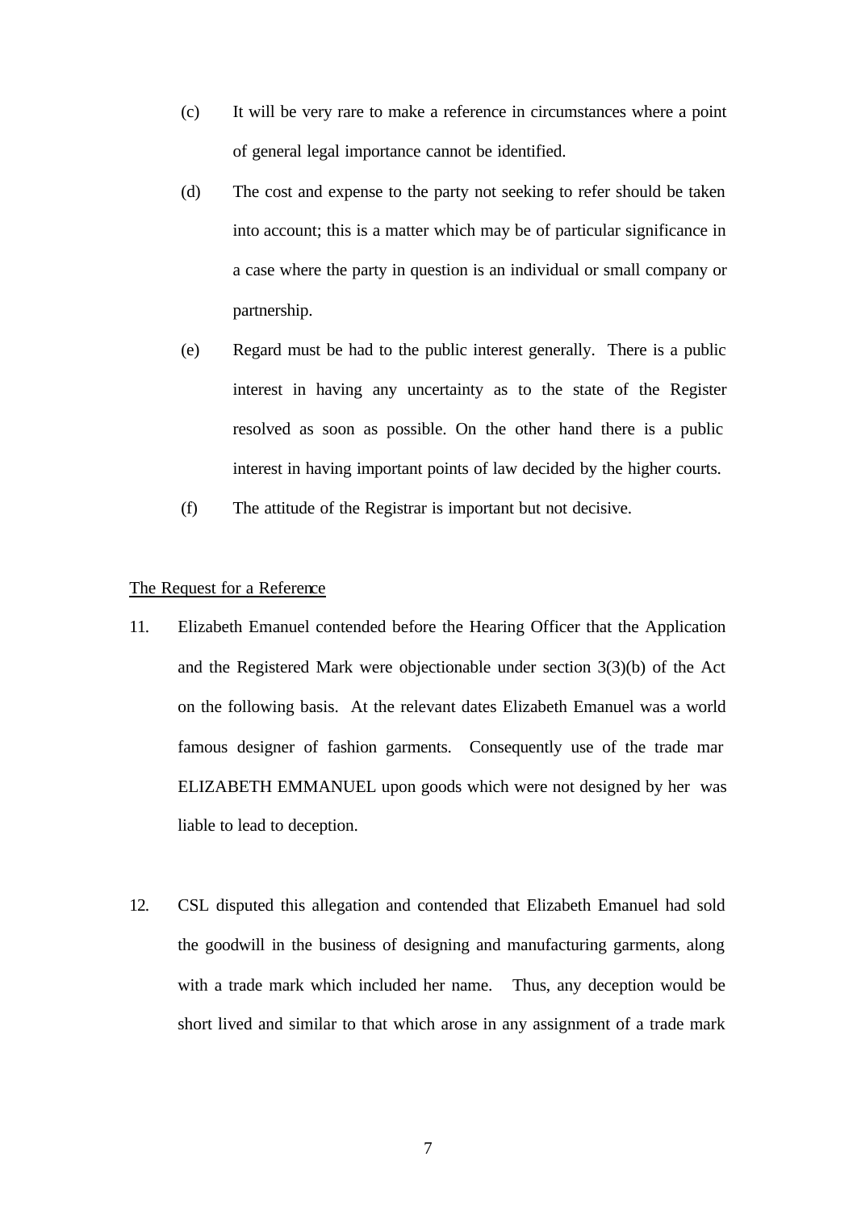(c) It will be very rare to make a reference in circumstances where a point of general legal importance cannot be identified.

(d) The cost and expense to the party not seeking to refer should be taken into account; this is a matter which may be of particular significance in a case where the party in question is an individual or small company or partnership.

(e) Regard must be had to the public interest generally. There is a public interest in having any uncertainty as to the state of the Register resolved as soon as possible. On the other hand there is a public interest in having important points of law decided by the higher courts.

(f) The attitude of the Registrar is important but not decisive.

<u>The Request for a Reference</u>

11. Elizabeth Emanuel contended before the Hearing Officer that the Application and the Registered Mark were objectionable under section 3(3)(b) of the Act on the following basis. At the relevant dates Elizabeth Emanuel was a world famous designer of fashion garments. Consequently use of the trade mar ELIZABETH EMMANUEL upon goods which were not designed by her was liable to lead to deception.

12. CSL disputed this allegation and contended that Elizabeth Emanuel had sold the goodwill in the business of designing and manufacturing garments, along with a trade mark which included her name. Thus, any deception would be short lived and similar to that which arose in any assignment of a trade mark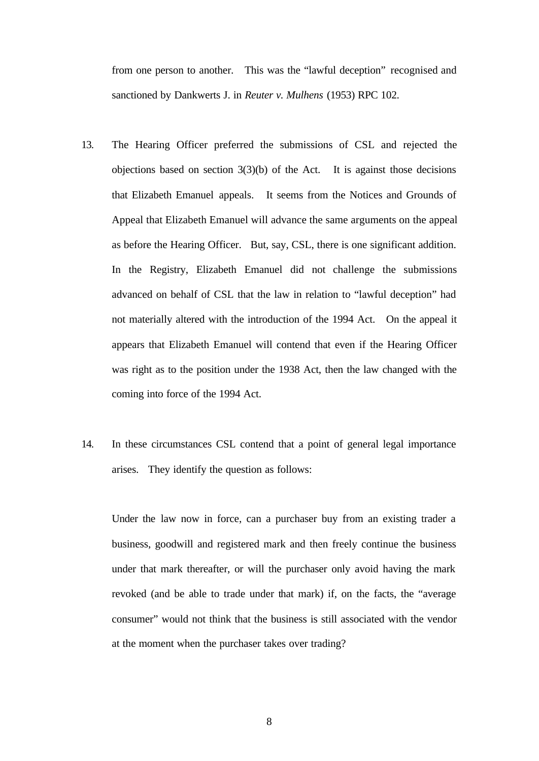from one person to another. This was the "lawful deception" recognised and sanctioned by Dankwerts J. in *Reuter v. Mulhens* (1953) RPC 102.

13. The Hearing Officer preferred the submissions of CSL and rejected the objections based on section 3(3)(b) of the Act. It is against those decisions that Elizabeth Emanuel appeals. It seems from the Notices and Grounds of Appeal that Elizabeth Emanuel will advance the same arguments on the appeal as before the Hearing Officer. But, say, CSL, there is one significant addition. In the Registry, Elizabeth Emanuel did not challenge the submissions advanced on behalf of CSL that the law in relation to "lawful deception" had not materially altered with the introduction of the 1994 Act. On the appeal it appears that Elizabeth Emanuel will contend that even if the Hearing Officer was right as to the position under the 1938 Act, then the law changed with the coming into force of the 1994 Act.

14. In these circumstances CSL contend that a point of general legal importance arises. They identify the question as follows:

    Under the law now in force, can a purchaser buy from an existing trader a business, goodwill and registered mark and then freely continue the business under that mark thereafter, or will the purchaser only avoid having the mark revoked (and be able to trade under that mark) if, on the facts, the "average consumer" would not think that the business is still associated with the vendor at the moment when the purchaser takes over trading?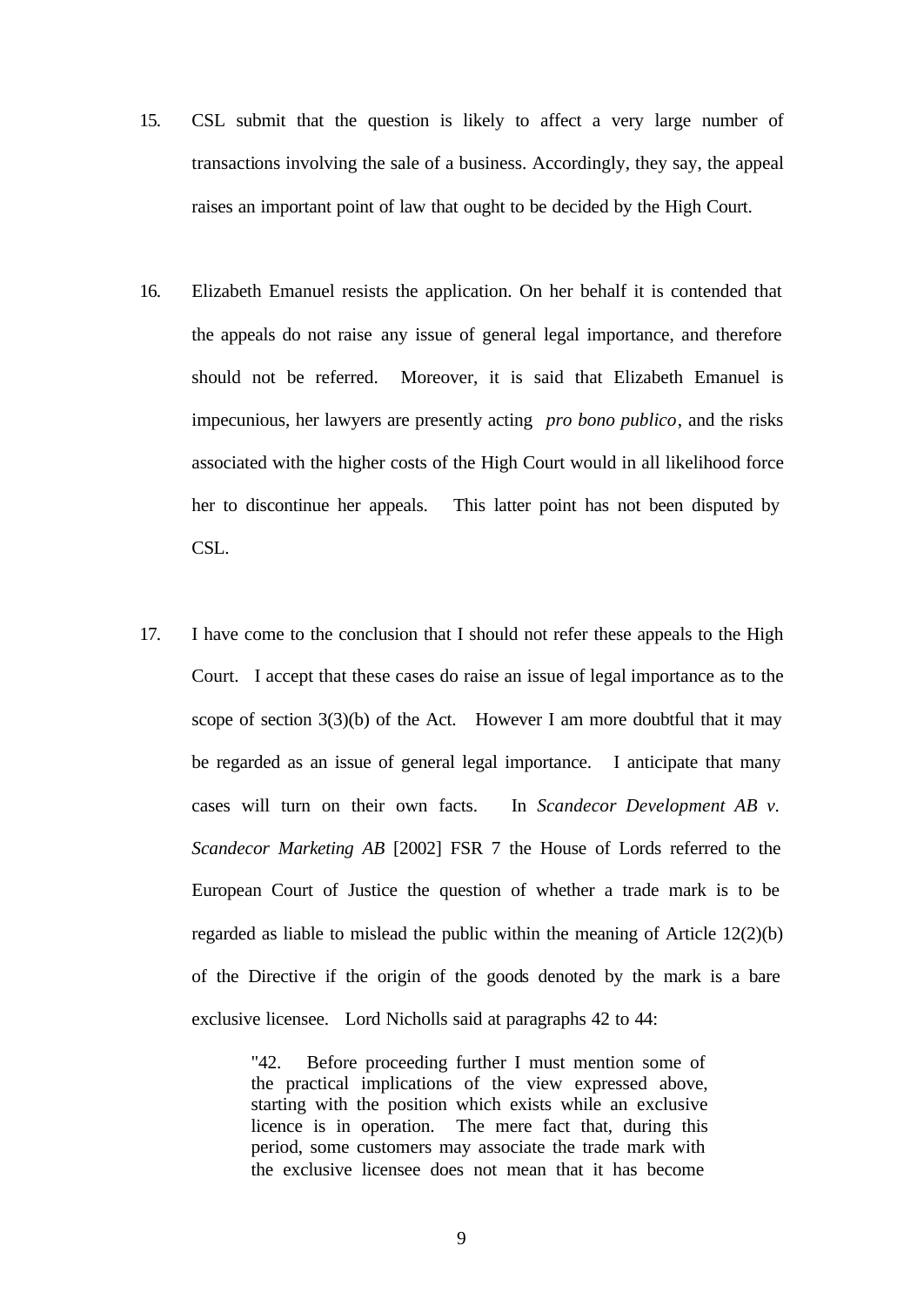15. CSL submit that the question is likely to affect a very large number of transactions involving the sale of a business. Accordingly, they say, the appeal raises an important point of law that ought to be decided by the High Court.

16. Elizabeth Emanuel resists the application. On her behalf it is contended that the appeals do not raise any issue of general legal importance, and therefore should not be referred. Moreover, it is said that Elizabeth Emanuel is impecunious, her lawyers are presently acting *pro bono publico*, and the risks associated with the higher costs of the High Court would in all likelihood force her to discontinue her appeals. This latter point has not been disputed by CSL.

17. I have come to the conclusion that I should not refer these appeals to the High Court. I accept that these cases do raise an issue of legal importance as to the scope of section 3(3)(b) of the Act. However I am more doubtful that it may be regarded as an issue of general legal importance. I anticipate that many cases will turn on their own facts. In *Scandecor Development AB v. Scandecor Marketing AB* [2002] FSR 7 the House of Lords referred to the European Court of Justice the question of whether a trade mark is to be regarded as liable to mislead the public within the meaning of Article 12(2)(b) of the Directive if the origin of the goods denoted by the mark is a bare exclusive licensee. Lord Nicholls said at paragraphs 42 to 44:

> "42. Before proceeding further I must mention some of the practical implications of the view expressed above, starting with the position which exists while an exclusive licence is in operation. The mere fact that, during this period, some customers may associate the trade mark with the exclusive licensee does not mean that it has become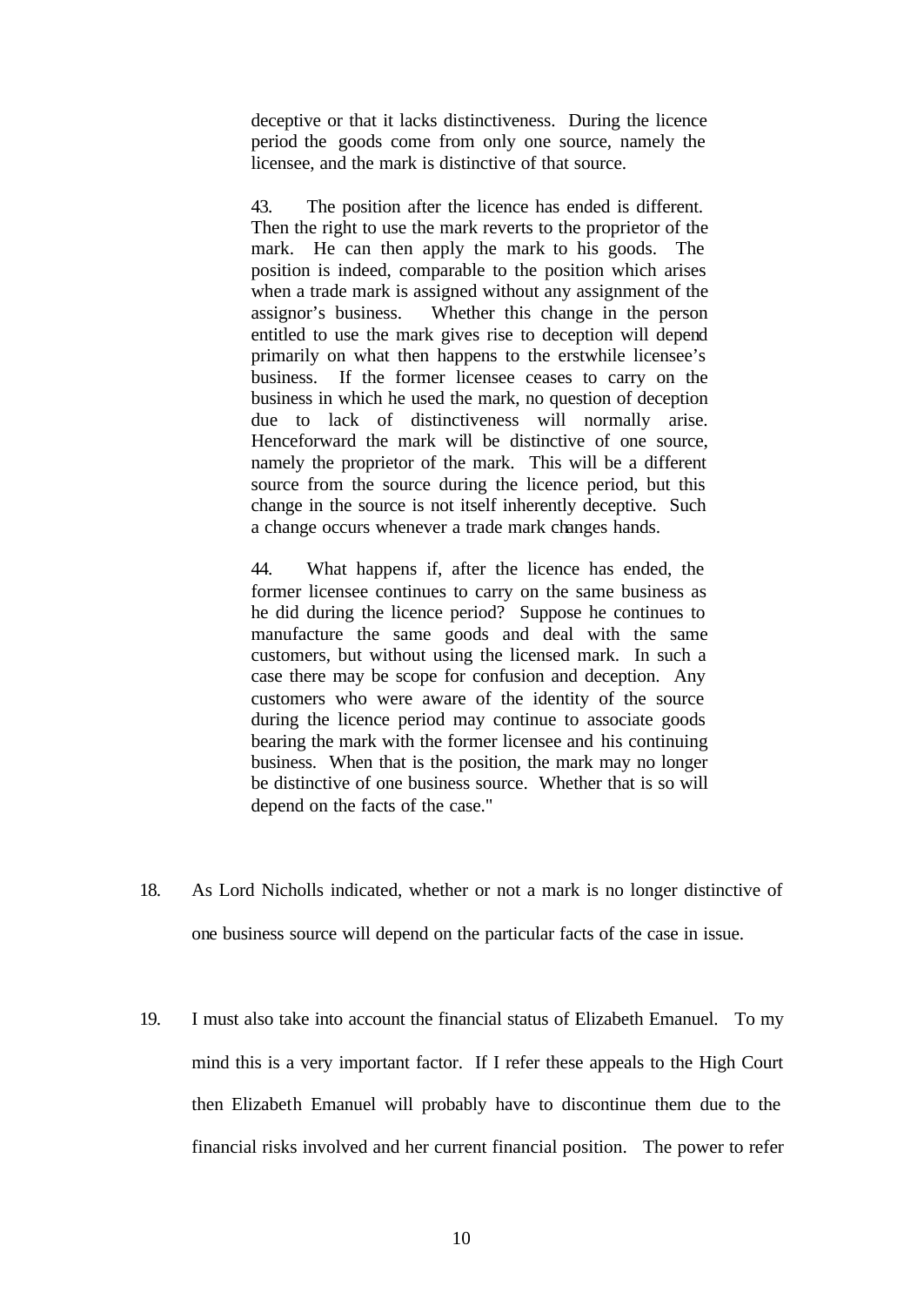> deceptive or that it lacks distinctiveness. During the licence period the goods come from only one source, namely the licensee, and the mark is distinctive of that source.
>
> 43. The position after the licence has ended is different. Then the right to use the mark reverts to the proprietor of the mark. He can then apply the mark to his goods. The position is indeed, comparable to the position which arises when a trade mark is assigned without any assignment of the assignor's business. Whether this change in the person entitled to use the mark gives rise to deception will depend primarily on what then happens to the erstwhile licensee's business. If the former licensee ceases to carry on the business in which he used the mark, no question of deception due to lack of distinctiveness will normally arise. Henceforward the mark will be distinctive of one source, namely the proprietor of the mark. This will be a different source from the source during the licence period, but this change in the source is not itself inherently deceptive. Such a change occurs whenever a trade mark changes hands.
>
> 44. What happens if, after the licence has ended, the former licensee continues to carry on the same business as he did during the licence period? Suppose he continues to manufacture the same goods and deal with the same customers, but without using the licensed mark. In such a case there may be scope for confusion and deception. Any customers who were aware of the identity of the source during the licence period may continue to associate goods bearing the mark with the former licensee and his continuing business. When that is the position, the mark may no longer be distinctive of one business source. Whether that is so will depend on the facts of the case."

18. As Lord Nicholls indicated, whether or not a mark is no longer distinctive of one business source will depend on the particular facts of the case in issue.

19. I must also take into account the financial status of Elizabeth Emanuel. To my mind this is a very important factor. If I refer these appeals to the High Court then Elizabeth Emanuel will probably have to discontinue them due to the financial risks involved and her current financial position. The power to refer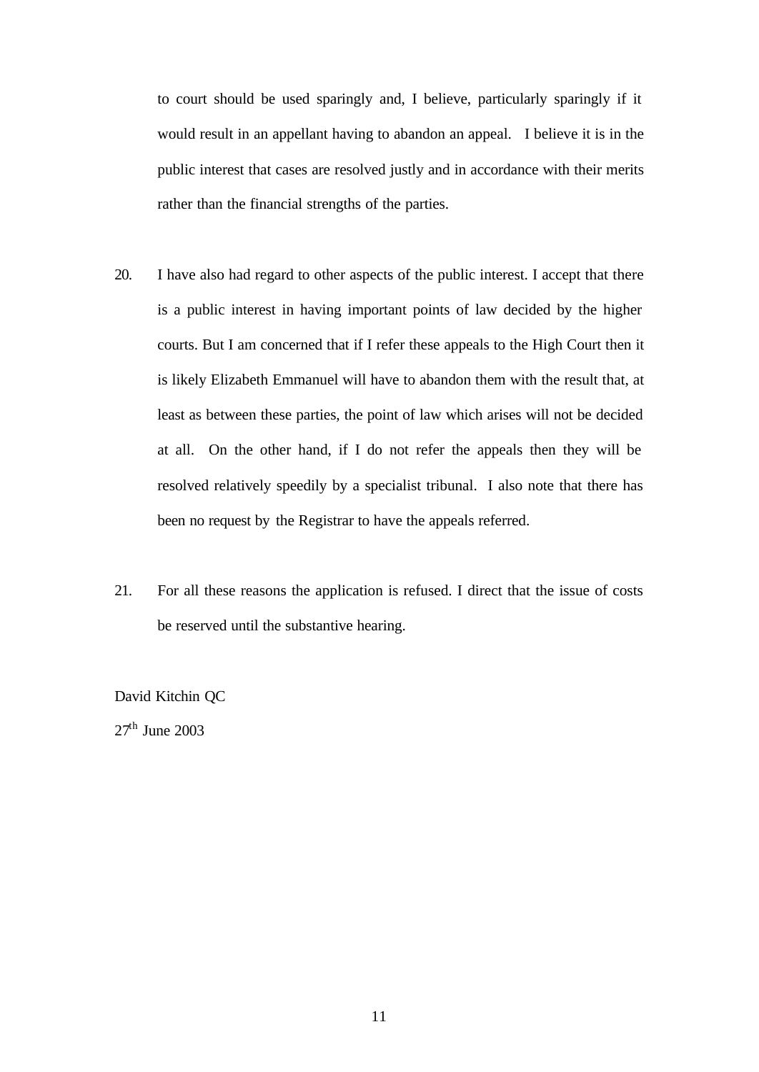to court should be used sparingly and, I believe, particularly sparingly if it would result in an appellant having to abandon an appeal. I believe it is in the public interest that cases are resolved justly and in accordance with their merits rather than the financial strengths of the parties.

20. I have also had regard to other aspects of the public interest. I accept that there is a public interest in having important points of law decided by the higher courts. But I am concerned that if I refer these appeals to the High Court then it is likely Elizabeth Emmanuel will have to abandon them with the result that, at least as between these parties, the point of law which arises will not be decided at all. On the other hand, if I do not refer the appeals then they will be resolved relatively speedily by a specialist tribunal. I also note that there has been no request by the Registrar to have the appeals referred.

21. For all these reasons the application is refused. I direct that the issue of costs be reserved until the substantive hearing.

David Kitchin QC

27th June 2003